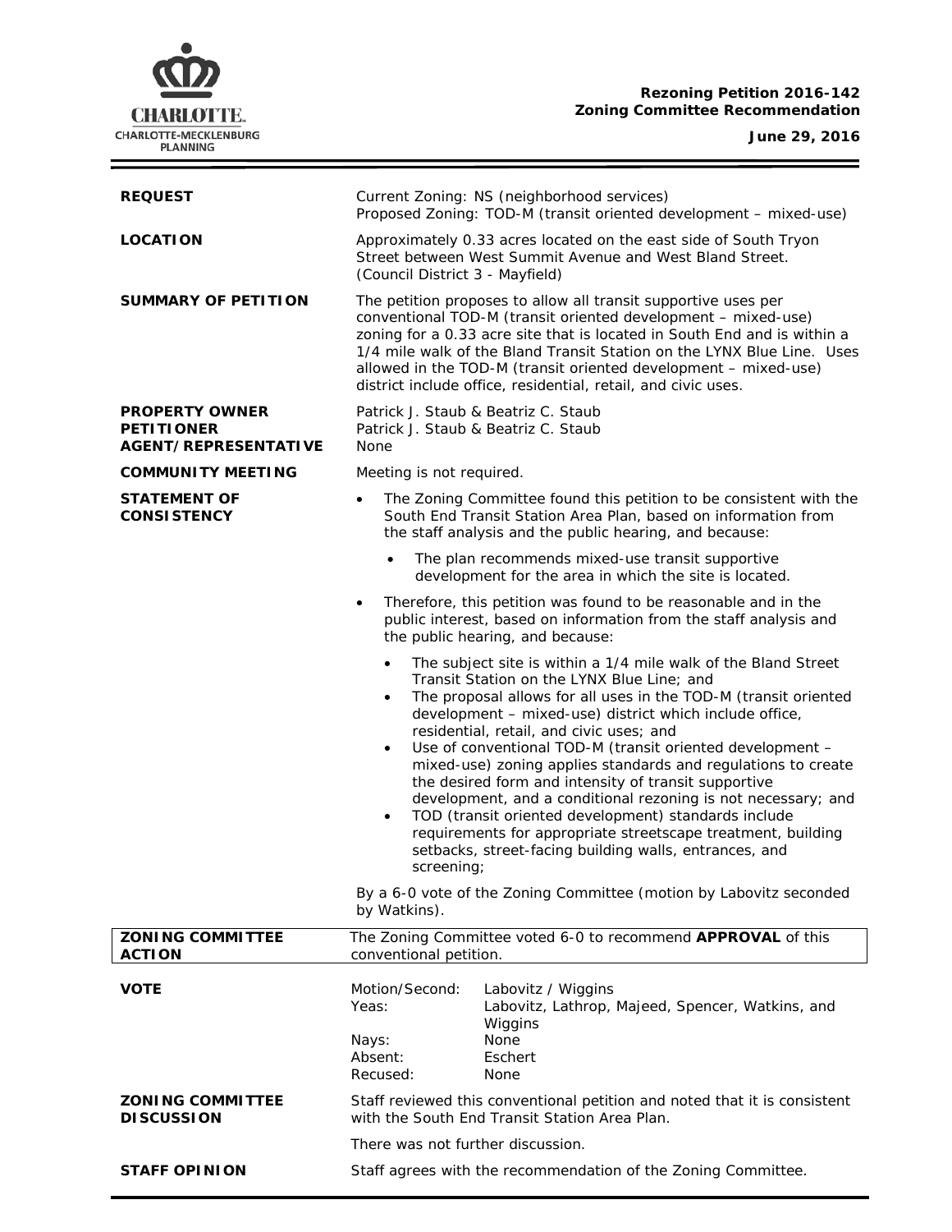**Rezoning Petition 2016-142**
**Zoning Committee Recommendation**

**June 29, 2016**

**REQUEST**

Current Zoning: NS (neighborhood services)
Proposed Zoning: TOD-M (transit oriented development – mixed-use)

**LOCATION**

Approximately 0.33 acres located on the east side of South Tryon Street between West Summit Avenue and West Bland Street. (Council District 3 - Mayfield)

**SUMMARY OF PETITION**

The petition proposes to allow all transit supportive uses per conventional TOD-M (transit oriented development – mixed-use) zoning for a 0.33 acre site that is located in South End and is within a 1/4 mile walk of the Bland Transit Station on the LYNX Blue Line. Uses allowed in the TOD-M (transit oriented development – mixed-use) district include office, residential, retail, and civic uses.

**PROPERTY OWNER**
**PETITIONER**
**AGENT/REPRESENTATIVE**

Patrick J. Staub & Beatriz C. Staub
Patrick J. Staub & Beatriz C. Staub
None

**COMMUNITY MEETING**

Meeting is not required.

**STATEMENT OF CONSISTENCY**

- The Zoning Committee found this petition to be consistent with the South End Transit Station Area Plan, based on information from the staff analysis and the public hearing, and because:
  - The plan recommends mixed-use transit supportive development for the area in which the site is located.
- Therefore, this petition was found to be reasonable and in the public interest, based on information from the staff analysis and the public hearing, and because:
  - The subject site is within a 1/4 mile walk of the Bland Street Transit Station on the LYNX Blue Line; and
  - The proposal allows for all uses in the TOD-M (transit oriented development – mixed-use) district which include office, residential, retail, and civic uses; and
  - Use of conventional TOD-M (transit oriented development – mixed-use) zoning applies standards and regulations to create the desired form and intensity of transit supportive development, and a conditional rezoning is not necessary; and
  - TOD (transit oriented development) standards include requirements for appropriate streetscape treatment, building setbacks, street-facing building walls, entrances, and screening;

By a 6-0 vote of the Zoning Committee (motion by Labovitz seconded by Watkins).

**ZONING COMMITTEE ACTION**

The Zoning Committee voted 6-0 to recommend **APPROVAL** of this conventional petition.

**VOTE**

| | |
|---|---|
| Motion/Second: | Labovitz / Wiggins |
| Yeas: | Labovitz, Lathrop, Majeed, Spencer, Watkins, and Wiggins |
| Nays: | None |
| Absent: | Eschert |
| Recused: | None |

**ZONING COMMITTEE DISCUSSION**

Staff reviewed this conventional petition and noted that it is consistent with the South End Transit Station Area Plan.

There was not further discussion.

**STAFF OPINION**

Staff agrees with the recommendation of the Zoning Committee.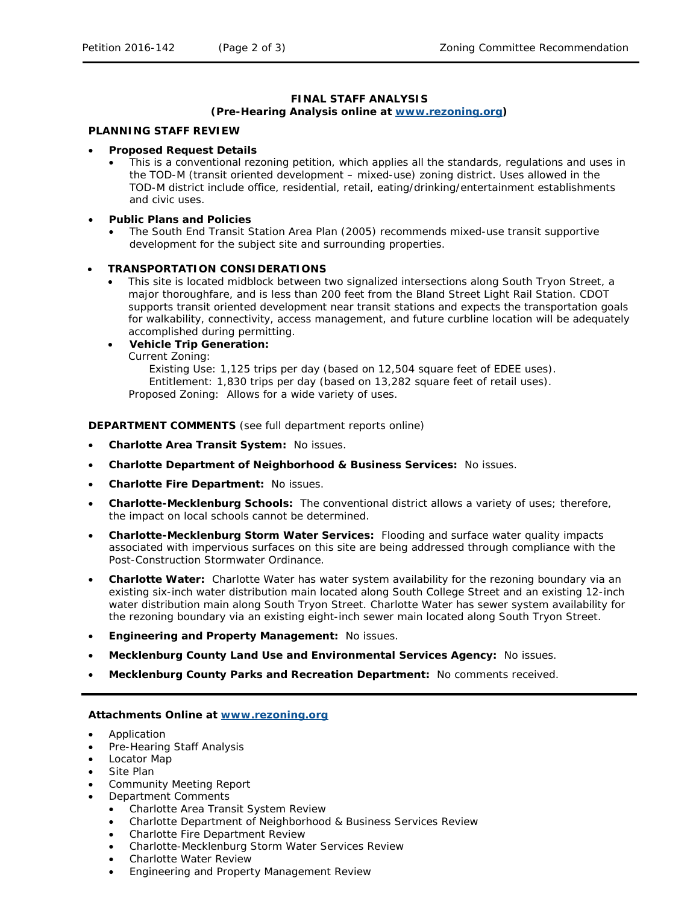## FINAL STAFF ANALYSIS
**(Pre-Hearing Analysis online at [www.rezoning.org](www.rezoning.org))**

**PLANNING STAFF REVIEW**

- **Proposed Request Details**
  - This is a conventional rezoning petition, which applies all the standards, regulations and uses in the TOD-M (transit oriented development – mixed-use) zoning district. Uses allowed in the TOD-M district include office, residential, retail, eating/drinking/entertainment establishments and civic uses.

- **Public Plans and Policies**
  - The South End Transit Station Area Plan (2005) recommends mixed-use transit supportive development for the subject site and surrounding properties.

- **TRANSPORTATION CONSIDERATIONS**
  - This site is located midblock between two signalized intersections along South Tryon Street, a major thoroughfare, and is less than 200 feet from the Bland Street Light Rail Station. CDOT supports transit oriented development near transit stations and expects the transportation goals for walkability, connectivity, access management, and future curbline location will be adequately accomplished during permitting.
  - **Vehicle Trip Generation:**
    Current Zoning:
    Existing Use: 1,125 trips per day (based on 12,504 square feet of EDEE uses).
    Entitlement: 1,830 trips per day (based on 13,282 square feet of retail uses).
    Proposed Zoning: Allows for a wide variety of uses.

**DEPARTMENT COMMENTS** (see full department reports online)

- **Charlotte Area Transit System:** No issues.
- **Charlotte Department of Neighborhood & Business Services:** No issues.
- **Charlotte Fire Department:** No issues.
- **Charlotte-Mecklenburg Schools:** The conventional district allows a variety of uses; therefore, the impact on local schools cannot be determined.
- **Charlotte-Mecklenburg Storm Water Services:** Flooding and surface water quality impacts associated with impervious surfaces on this site are being addressed through compliance with the Post-Construction Stormwater Ordinance.
- **Charlotte Water:** Charlotte Water has water system availability for the rezoning boundary via an existing six-inch water distribution main located along South College Street and an existing 12-inch water distribution main along South Tryon Street. Charlotte Water has sewer system availability for the rezoning boundary via an existing eight-inch sewer main located along South Tryon Street.
- **Engineering and Property Management:** No issues.
- **Mecklenburg County Land Use and Environmental Services Agency:** No issues.
- **Mecklenburg County Parks and Recreation Department:** No comments received.

---

**Attachments Online at [www.rezoning.org](www.rezoning.org)**

- Application
- Pre-Hearing Staff Analysis
- Locator Map
- Site Plan
- Community Meeting Report
- Department Comments
  - Charlotte Area Transit System Review
  - Charlotte Department of Neighborhood & Business Services Review
  - Charlotte Fire Department Review
  - Charlotte-Mecklenburg Storm Water Services Review
  - Charlotte Water Review
  - Engineering and Property Management Review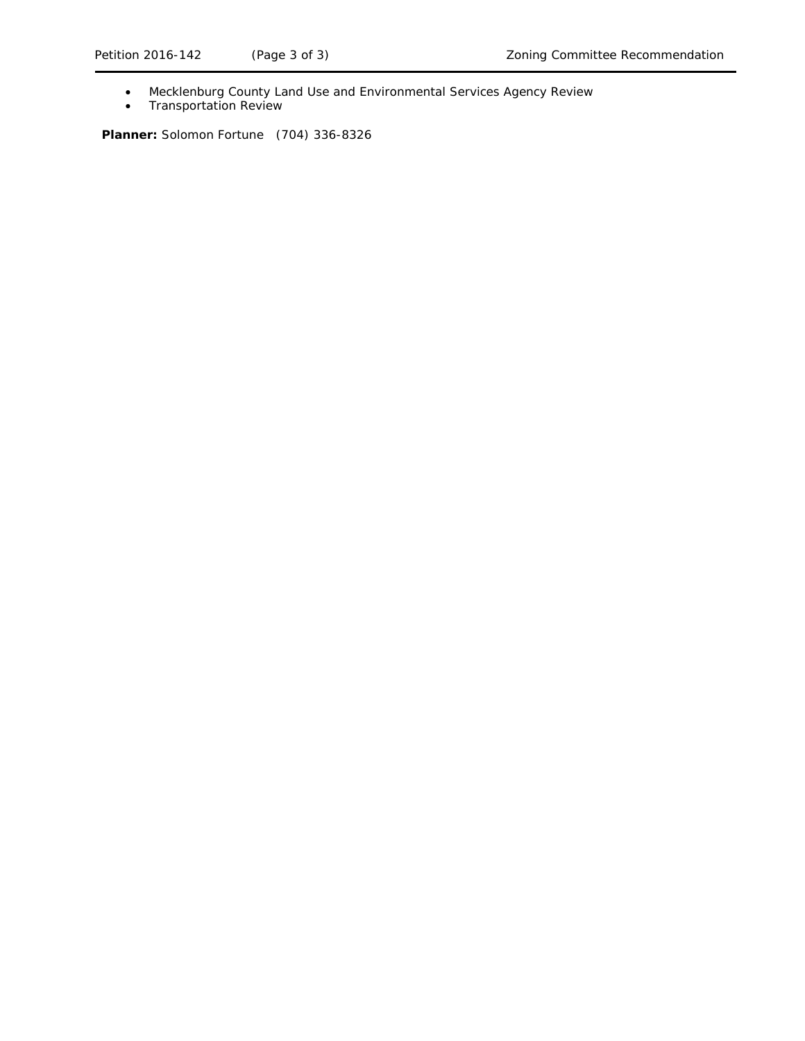- Mecklenburg County Land Use and Environmental Services Agency Review
- Transportation Review

**Planner:** Solomon Fortune (704) 336-8326